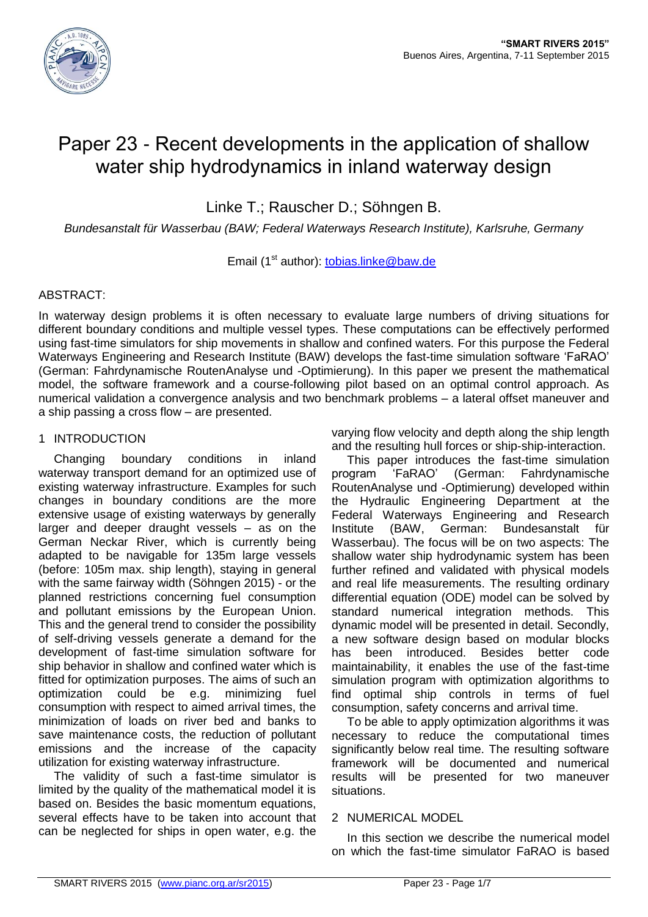# Paper 23 - Recent developments in the application of shallow water ship hydrodynamics in inland waterway design

Linke T.; Rauscher D.; Söhngen B.

*Bundesanstalt für Wasserbau (BAW; Federal Waterways Research Institute), Karlsruhe, Germany*

Email (1st author): tobias.linke@baw.de

ABSTRACT:

In waterway design problems it is often necessary to evaluate large numbers of driving situations for different boundary conditions and multiple vessel types. These computations can be effectively performed using fast-time simulators for ship movements in shallow and confined waters. For this purpose the Federal Waterways Engineering and Research Institute (BAW) develops the fast-time simulation software 'FaRAO' (German: Fahrdynamische RoutenAnalyse und -Optimierung). In this paper we present the mathematical model, the software framework and a course-following pilot based on an optimal control approach. As numerical validation a convergence analysis and two benchmark problems – a lateral offset maneuver and a ship passing a cross flow – are presented.

## 1 INTRODUCTION

Changing boundary conditions in inland waterway transport demand for an optimized use of existing waterway infrastructure. Examples for such changes in boundary conditions are the more extensive usage of existing waterways by generally larger and deeper draught vessels – as on the German Neckar River, which is currently being adapted to be navigable for 135m large vessels (before: 105m max. ship length), staying in general with the same fairway width (Söhngen 2015) - or the planned restrictions concerning fuel consumption and pollutant emissions by the European Union. This and the general trend to consider the possibility of self-driving vessels generate a demand for the development of fast-time simulation software for ship behavior in shallow and confined water which is fitted for optimization purposes. The aims of such an optimization could be e.g. minimizing fuel consumption with respect to aimed arrival times, the minimization of loads on river bed and banks to save maintenance costs, the reduction of pollutant emissions and the increase of the capacity utilization for existing waterway infrastructure.

The validity of such a fast-time simulator is limited by the quality of the mathematical model it is based on. Besides the basic momentum equations, several effects have to be taken into account that can be neglected for ships in open water, e.g. the varying flow velocity and depth along the ship length and the resulting hull forces or ship-ship-interaction.

This paper introduces the fast-time simulation program 'FaRAO' (German: Fahrdynamische RoutenAnalyse und -Optimierung) developed within the Hydraulic Engineering Department at the Federal Waterways Engineering and Research Institute (BAW, German: Bundesanstalt für Wasserbau). The focus will be on two aspects: The shallow water ship hydrodynamic system has been further refined and validated with physical models and real life measurements. The resulting ordinary differential equation (ODE) model can be solved by standard numerical integration methods. This dynamic model will be presented in detail. Secondly, a new software design based on modular blocks has been introduced. Besides better code maintainability, it enables the use of the fast-time simulation program with optimization algorithms to find optimal ship controls in terms of fuel consumption, safety concerns and arrival time.

To be able to apply optimization algorithms it was necessary to reduce the computational times significantly below real time. The resulting software framework will be documented and numerical results will be presented for two maneuver situations.

## 2 NUMERICAL MODEL

In this section we describe the numerical model on which the fast-time simulator FaRAO is based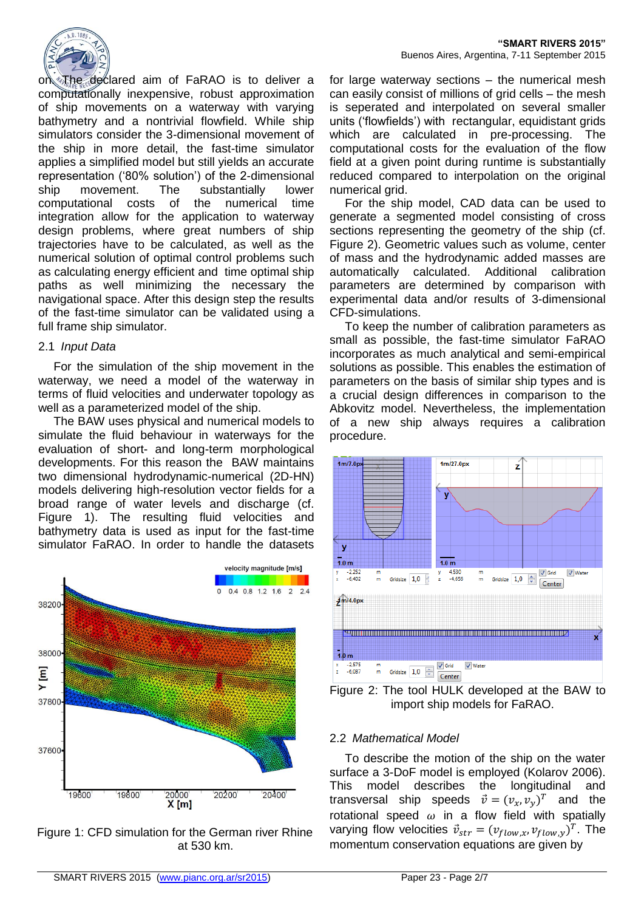on. The declared aim of FaRAO is to deliver a computationally inexpensive, robust approximation of ship movements on a waterway with varying bathymetry and a nontrivial flowfield. While ship simulators consider the 3-dimensional movement of the ship in more detail, the fast-time simulator applies a simplified model but still yields an accurate representation ('80% solution') of the 2-dimensional ship movement. The substantially lower computational costs of the numerical time integration allow for the application to waterway design problems, where great numbers of ship trajectories have to be calculated, as well as the numerical solution of optimal control problems such as calculating energy efficient and time optimal ship paths as well minimizing the necessary the navigational space. After this design step the results of the fast-time simulator can be validated using a full frame ship simulator.

### 2.1 *Input Data*

For the simulation of the ship movement in the waterway, we need a model of the waterway in terms of flow velocities and underwater topology as well as a parameterized model of the ship.

The BAW uses physical and numerical models to simulate the fluid behaviour in waterways for the evaluation of short- and long-term morphological developments. For this reason the BAW maintains two dimensional hydrodynamic-numerical (2D-HN) models delivering high-resolution vector fields for a broad range of water levels and discharge (cf. Figure 1). The resulting fluid velocities and bathymetry data is used as input for the fast-time simulator FaRAO. In order to handle the datasets

Figure 1: CFD simulation for the German river Rhine at 530 km.

for large waterway sections – the numerical mesh can easily consist of millions of grid cells – the mesh is seperated and interpolated on several smaller units ('flowfields') with rectangular, equidistant grids which are calculated in pre-processing. The computational costs for the evaluation of the flow field at a given point during runtime is substantially reduced compared to interpolation on the original numerical grid.

For the ship model, CAD data can be used to generate a segmented model consisting of cross sections representing the geometry of the ship (cf. Figure 2). Geometric values such as volume, center of mass and the hydrodynamic added masses are automatically calculated. Additional calibration parameters are determined by comparison with experimental data and/or results of 3-dimensional CFD-simulations.

To keep the number of calibration parameters as small as possible, the fast-time simulator FaRAO incorporates as much analytical and semi-empirical solutions as possible. This enables the estimation of parameters on the basis of similar ship types and is a crucial design differences in comparison to the Abkovitz model. Nevertheless, the implementation of a new ship always requires a calibration procedure.

Figure 2: The tool HULK developed at the BAW to import ship models for FaRAO.

### 2.2 *Mathematical Model*

To describe the motion of the ship on the water surface a 3-DoF model is employed (Kolarov 2006). This model describes the longitudinal and transversal ship speeds $\vec{v} = (v_x, v_y)^T$ and the rotational speed $\omega$ in a flow field with spatially varying flow velocities $\vec{v}_{str} = (v_{flow,x}, v_{flow,y})^T$. The momentum conservation equations are given by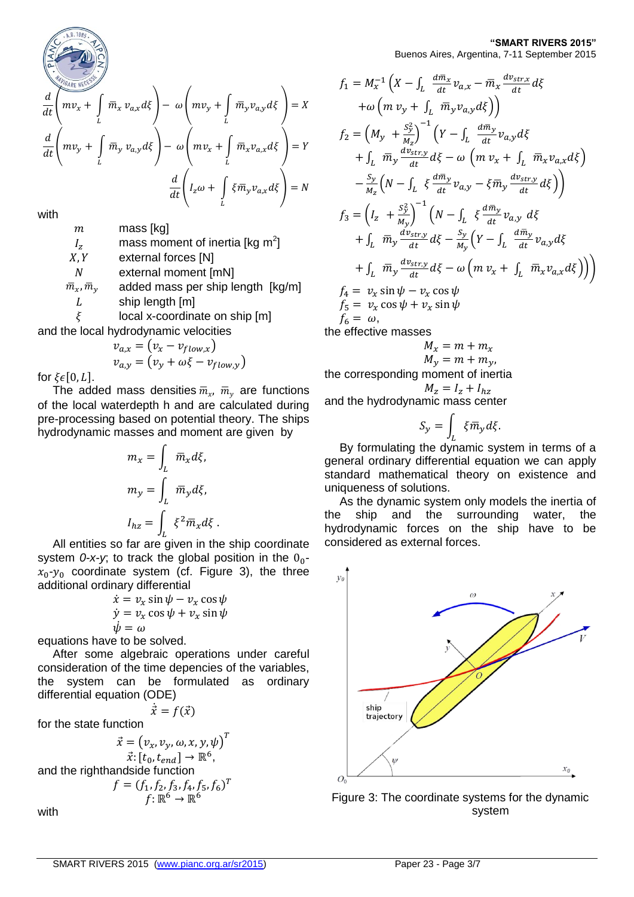$$\frac{d}{dt}\left(mv_x + \int_L \bar{m}_x\, v_{a,x} d\xi\right) - \omega\left(mv_y + \int_L \bar{m}_y v_{a,y} d\xi\right) = X$$

$$\frac{d}{dt}\left(mv_y + \int_L \bar{m}_y\, v_{a,y} d\xi\right) - \omega\left(mv_x + \int_L \bar{m}_x v_{a,x} d\xi\right) = Y$$

$$\frac{d}{dt}\left(I_z\omega + \int_L \xi\bar{m}_y v_{a,x} d\xi\right) = N$$

with

| | |
|---|---|
| $m$ | mass [kg] |
| $I_z$ | mass moment of inertia [kg m$^2$] |
| $X, Y$ | external forces [N] |
| $N$ | external moment [mN] |
| $\bar{m}_x, \bar{m}_y$ | added mass per ship length [kg/m] |
| $L$ | ship length [m] |
| $\xi$ | local x-coordinate on ship [m] |

and the local hydrodynamic velocities

$$v_{a,x} = \left(v_x - v_{flow,x}\right)$$
$$v_{a,y} = \left(v_y + \omega\xi - v_{flow,y}\right)$$

for $\xi\epsilon[0, L]$.

The added mass densities $\bar{m}_x$, $\bar{m}_y$ are functions of the local waterdepth h and are calculated during pre-processing based on potential theory. The ships hydrodynamic masses and moment are given by

$$m_x = \int_L \bar{m}_x d\xi,$$

$$m_y = \int_L \bar{m}_y d\xi,$$

$$I_{hz} = \int_L \xi^2 \bar{m}_x d\xi\ .$$

All entities so far are given in the ship coordinate system *0-x-y*; to track the global position in the $0_0$-$x_0$-$y_0$ coordinate system (cf. Figure 3), the three additional ordinary differential

$$\dot{x} = v_x \sin\psi - v_x \cos\psi$$
$$\dot{y} = v_x \cos\psi + v_x \sin\psi$$
$$\dot{\psi} = \omega$$

equations have to be solved.

After some algebraic operations under careful consideration of the time depencies of the variables, the system can be formulated as ordinary differential equation (ODE)

$$\dot{\vec{x}} = f(\vec{x})$$

for the state function

$$\vec{x} = \left(v_x, v_y, \omega, x, y, \psi\right)^T$$
$$\vec{x}: [t_0, t_{end}] \to \mathbb{R}^6,$$

and the righthandside function

$$f = (f_1, f_2, f_3, f_4, f_5, f_6)^T$$
$$f: \mathbb{R}^6 \to \mathbb{R}^6$$

with

$$f_1 = M_x^{-1}\Big(X - \int_L \frac{d\bar{m}_x}{dt} v_{a,x} - \bar{m}_x \frac{dv_{str,x}}{dt} d\xi + \omega\left(m\, v_y + \int_L \bar{m}_y v_{a,y} d\xi\right)\Big)$$

$$f_2 = \left(M_y + \frac{S_y^2}{M_z}\right)^{-1}\Big(Y - \int_L \frac{d\bar{m}_y}{dt} v_{a,y} d\xi + \int_L \bar{m}_y \frac{dv_{str,y}}{dt} d\xi - \omega\left(m\, v_x + \int_L \bar{m}_x v_{a,x} d\xi\right) - \frac{S_y}{M_z}\Big(N - \int_L \xi \frac{d\bar{m}_y}{dt} v_{a,y} - \xi\bar{m}_y \frac{dv_{str,y}}{dt} d\xi\Big)\Big)$$

$$f_3 = \left(I_z + \frac{S_y^2}{M_y}\right)^{-1}\Big(N - \int_L \xi \frac{d\bar{m}_y}{dt} v_{a,y}\, d\xi + \int_L \bar{m}_y \frac{dv_{str,y}}{dt} d\xi - \frac{S_y}{M_y}\Big(Y - \int_L \frac{d\bar{m}_y}{dt} v_{a,y} d\xi + \int_L \bar{m}_y \frac{dv_{str,y}}{dt} d\xi - \omega\left(m\, v_x + \int_L \bar{m}_x v_{a,x} d\xi\right)\Big)\Big)$$

$$f_4 = v_x \sin\psi - v_x \cos\psi$$
$$f_5 = v_x \cos\psi + v_x \sin\psi$$
$$f_6 = \omega,$$

the effective masses

$$M_x = m + m_x$$
$$M_y = m + m_y,$$

the corresponding moment of inertia

$$M_z = I_z + I_{hz}$$

and the hydrodynamic mass center

$$S_y = \int_L \xi\bar{m}_y d\xi.$$

By formulating the dynamic system in terms of a general ordinary differential equation we can apply standard mathematical theory on existence and uniqueness of solutions.

As the dynamic system only models the inertia of the ship and the surrounding water, the hydrodynamic forces on the ship have to be considered as external forces.

Figure 3: The coordinate systems for the dynamic system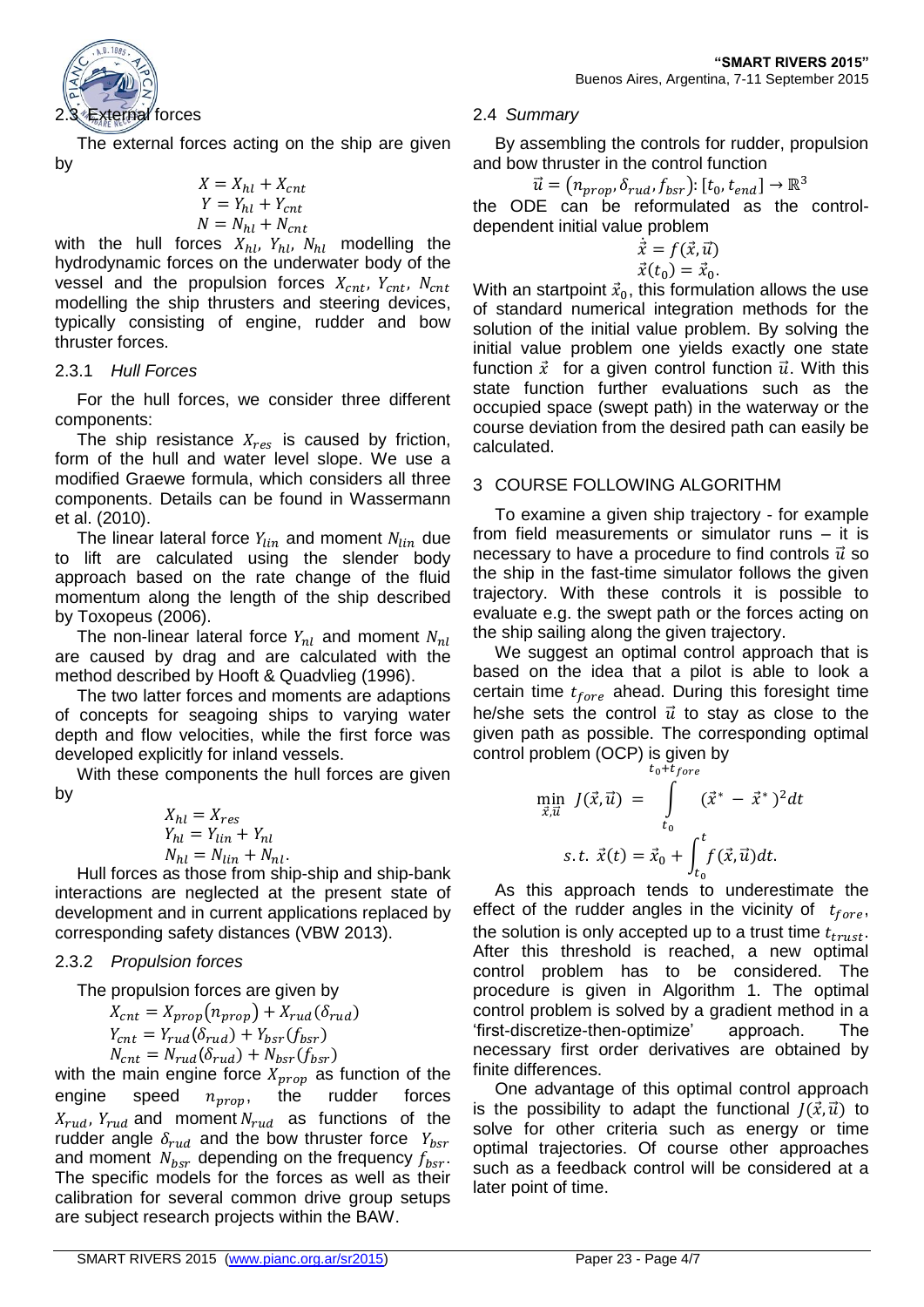### 2.3 External forces

The external forces acting on the ship are given by

$$X = X_{hl} + X_{cnt}$$
$$Y = Y_{hl} + Y_{cnt}$$
$$N = N_{hl} + N_{cnt}$$

with the hull forces $X_{hl}$, $Y_{hl}$, $N_{hl}$ modelling the hydrodynamic forces on the underwater body of the vessel and the propulsion forces $X_{cnt}$, $Y_{cnt}$, $N_{cnt}$ modelling the ship thrusters and steering devices, typically consisting of engine, rudder and bow thruster forces.

#### 2.3.1 *Hull Forces*

For the hull forces, we consider three different components:

The ship resistance $X_{res}$ is caused by friction, form of the hull and water level slope. We use a modified Graewe formula, which considers all three components. Details can be found in Wassermann et al. (2010).

The linear lateral force $Y_{lin}$ and moment $N_{lin}$ due to lift are calculated using the slender body approach based on the rate change of the fluid momentum along the length of the ship described by Toxopeus (2006).

The non-linear lateral force $Y_{nl}$ and moment $N_{nl}$ are caused by drag and are calculated with the method described by Hooft & Quadvlieg (1996).

The two latter forces and moments are adaptions of concepts for seagoing ships to varying water depth and flow velocities, while the first force was developed explicitly for inland vessels.

With these components the hull forces are given by

$$X_{hl} = X_{res}$$
$$Y_{hl} = Y_{lin} + Y_{nl}$$
$$N_{hl} = N_{lin} + N_{nl}.$$

Hull forces as those from ship-ship and ship-bank interactions are neglected at the present state of development and in current applications replaced by corresponding safety distances (VBW 2013).

#### 2.3.2 *Propulsion forces*

The propulsion forces are given by

$$X_{cnt} = X_{prop}(n_{prop}) + X_{rud}(\delta_{rud})$$
$$Y_{cnt} = Y_{rud}(\delta_{rud}) + Y_{bsr}(f_{bsr})$$
$$N_{cnt} = N_{rud}(\delta_{rud}) + N_{bsr}(f_{bsr})$$

with the main engine force $X_{prop}$ as function of the engine speed $n_{prop}$, the rudder forces $X_{rud}$, $Y_{rud}$ and moment $N_{rud}$ as functions of the rudder angle $\delta_{rud}$ and the bow thruster force $Y_{bsr}$ and moment $N_{bsr}$ depending on the frequency $f_{bsr}$. The specific models for the forces as well as their calibration for several common drive group setups are subject research projects within the BAW.

### 2.4 *Summary*

By assembling the controls for rudder, propulsion and bow thruster in the control function

$$\vec{u} = (n_{prop}, \delta_{rud}, f_{bsr}) \colon [t_0, t_{end}] \to \mathbb{R}^3$$

the ODE can be reformulated as the control-dependent initial value problem

$$\dot{\vec{x}} = f(\vec{x}, \vec{u})$$
$$\vec{x}(t_0) = \vec{x}_0.$$

With an startpoint $\vec{x}_0$, this formulation allows the use of standard numerical integration methods for the solution of the initial value problem. By solving the initial value problem one yields exactly one state function $\vec{x}$ for a given control function $\vec{u}$. With this state function further evaluations such as the occupied space (swept path) in the waterway or the course deviation from the desired path can easily be calculated.

## 3 COURSE FOLLOWING ALGORITHM

To examine a given ship trajectory - for example from field measurements or simulator runs – it is necessary to have a procedure to find controls $\vec{u}$ so the ship in the fast-time simulator follows the given trajectory. With these controls it is possible to evaluate e.g. the swept path or the forces acting on the ship sailing along the given trajectory.

We suggest an optimal control approach that is based on the idea that a pilot is able to look a certain time $t_{fore}$ ahead. During this foresight time he/she sets the control $\vec{u}$ to stay as close to the given path as possible. The corresponding optimal control problem (OCP) is given by

$$\min_{\vec{x}, \vec{u}} \; J(\vec{x}, \vec{u}) \; = \; \int_{t_0}^{t_0 + t_{fore}} (\vec{x}^* \; - \; \vec{x}^*)^2 dt$$

$$s.t. \; \vec{x}(t) = \vec{x}_0 + \int_{t_0}^{t} f(\vec{x}, \vec{u}) dt.$$

As this approach tends to underestimate the effect of the rudder angles in the vicinity of $t_{fore}$, the solution is only accepted up to a trust time $t_{trust}$. After this threshold is reached, a new optimal control problem has to be considered. The procedure is given in Algorithm 1. The optimal control problem is solved by a gradient method in a 'first-discretize-then-optimize' approach. The necessary first order derivatives are obtained by finite differences.

One advantage of this optimal control approach is the possibility to adapt the functional $J(\vec{x}, \vec{u})$ to solve for other criteria such as energy or time optimal trajectories. Of course other approaches such as a feedback control will be considered at a later point of time.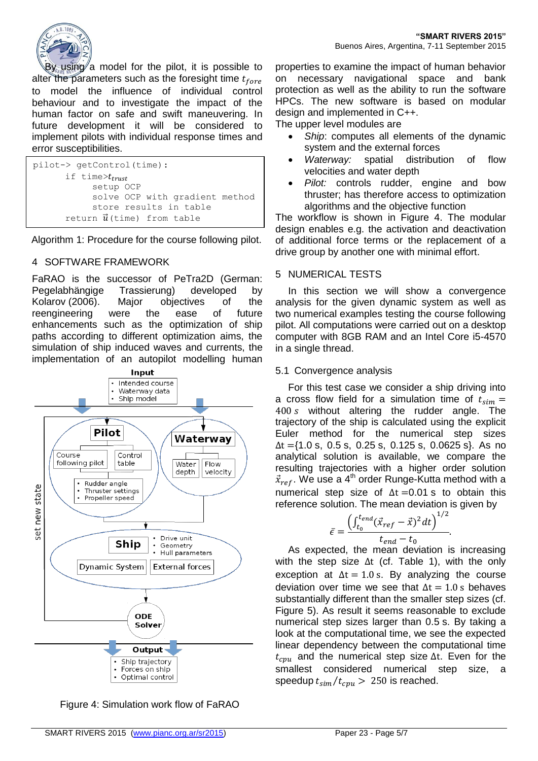By using a model for the pilot, it is possible to alter the parameters such as the foresight time $t_{fore}$ to model the influence of individual control behaviour and to investigate the impact of the human factor on safe and swift maneuvering. In future development it will be considered to implement pilots with individual response times and error susceptibilities.

```
pilot-> getControl(time):
      if time>t_trust
           setup OCP
           solve OCP with gradient method
           store results in table
      return u(time) from table
```

Algorithm 1: Procedure for the course following pilot.

## 4 SOFTWARE FRAMEWORK

FaRAO is the successor of PeTra2D (German: Pegelabhängige Trassierung) developed by Kolarov (2006). Major objectives of the reengineering were the ease of future enhancements such as the optimization of ship paths according to different optimization aims, the simulation of ship induced waves and currents, the implementation of an autopilot modelling human properties to examine the impact of human behavior on necessary navigational space and bank protection as well as the ability to run the software HPCs. The new software is based on modular design and implemented in C++.

The upper level modules are

- *Ship*: computes all elements of the dynamic system and the external forces
- *Waterway:* spatial distribution of flow velocities and water depth
- *Pilot:* controls rudder, engine and bow thruster; has therefore access to optimization algorithms and the objective function

The workflow is shown in Figure 4. The modular design enables e.g. the activation and deactivation of additional force terms or the replacement of a drive group by another one with minimal effort.

Figure 4: Simulation work flow of FaRAO

## 5 NUMERICAL TESTS

In this section we will show a convergence analysis for the given dynamic system as well as two numerical examples testing the course following pilot. All computations were carried out on a desktop computer with 8GB RAM and an Intel Core i5-4570 in a single thread.

### 5.1 Convergence analysis

For this test case we consider a ship driving into a cross flow field for a simulation time of $t_{sim} = 400\ s$ without altering the rudder angle. The trajectory of the ship is calculated using the explicit Euler method for the numerical step sizes $\Delta t =\{1.0\ s,\ 0.5\ s,\ 0.25\ s,\ 0.125\ s,\ 0.0625\ s\}$. As no analytical solution is available, we compare the resulting trajectories with a higher order solution $\vec{x}_{ref}$. We use a 4[th] order Runge-Kutta method with a numerical step size of $\Delta t = 0.01\ s$ to obtain this reference solution. The mean deviation is given by

$$\bar{\epsilon} = \frac{\left(\int_{t_0}^{t_{end}} (\vec{x}_{ref} - \vec{x})^2 dt\right)^{1/2}}{t_{end} - t_0}.$$

As expected, the mean deviation is increasing with the step size $\Delta t$ (cf. Table 1), with the only exception at $\Delta t = 1.0\ s$. By analyzing the course deviation over time we see that $\Delta t = 1.0\ s$ behaves substantially different than the smaller step sizes (cf. Figure 5). As result it seems reasonable to exclude numerical step sizes larger than 0.5 s. By taking a look at the computational time, we see the expected linear dependency between the computational time $t_{cpu}$ and the numerical step size $\Delta t$. Even for the smallest considered numerical step size, a speedup $t_{sim}/t_{cpu} > 250$ is reached.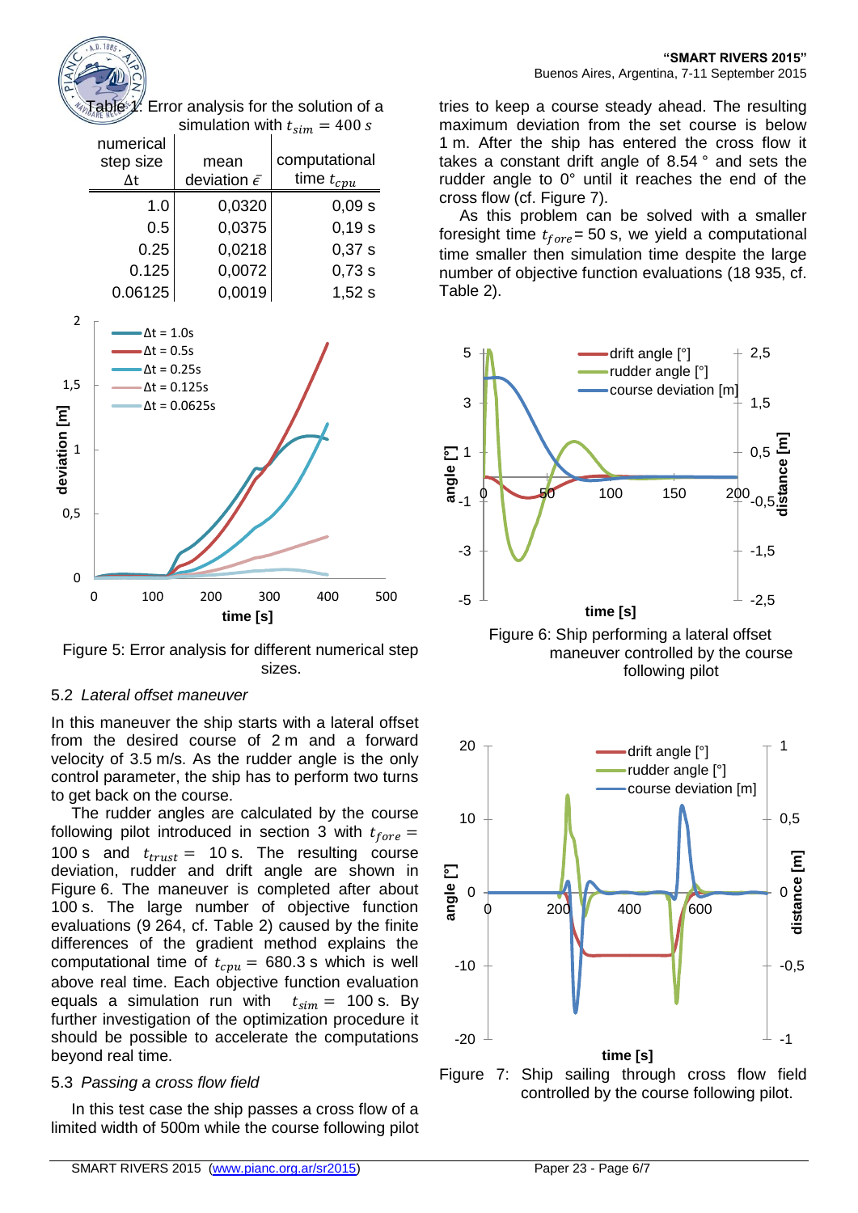Table 1: Error analysis for the solution of a simulation with $t_{sim} = 400\ s$

| numerical step size Δt | mean deviation $\bar{\epsilon}$ | computational time $t_{cpu}$ |
|---:|---:|---:|
| 1.0 | 0,0320 | 0,09 s |
| 0.5 | 0,0375 | 0,19 s |
| 0.25 | 0,0218 | 0,37 s |
| 0.125 | 0,0072 | 0,73 s |
| 0.06125 | 0,0019 | 1,52 s |

Figure 5: Error analysis for different numerical step sizes.

### 5.2 *Lateral offset maneuver*

In this maneuver the ship starts with a lateral offset from the desired course of 2 m and a forward velocity of 3.5 m/s. As the rudder angle is the only control parameter, the ship has to perform two turns to get back on the course.

The rudder angles are calculated by the course following pilot introduced in section 3 with $t_{fore} =$ 100 s and $t_{trust} =$ 10 s. The resulting course deviation, rudder and drift angle are shown in Figure 6. The maneuver is completed after about 100 s. The large number of objective function evaluations (9 264, cf. Table 2) caused by the finite differences of the gradient method explains the computational time of $t_{cpu} =$ 680.3 s which is well above real time. Each objective function evaluation equals a simulation run with $t_{sim} =$ 100 s. By further investigation of the optimization procedure it should be possible to accelerate the computations beyond real time.

### 5.3 *Passing a cross flow field*

In this test case the ship passes a cross flow of a limited width of 500m while the course following pilot tries to keep a course steady ahead. The resulting maximum deviation from the set course is below 1 m. After the ship has entered the cross flow it takes a constant drift angle of 8.54 ° and sets the rudder angle to 0° until it reaches the end of the cross flow (cf. Figure 7).

As this problem can be solved with a smaller foresight time $t_{fore}$= 50 s, we yield a computational time smaller then simulation time despite the large number of objective function evaluations (18 935, cf. Table 2).

Figure 6: Ship performing a lateral offset maneuver controlled by the course following pilot

Figure 7: Ship sailing through cross flow field controlled by the course following pilot.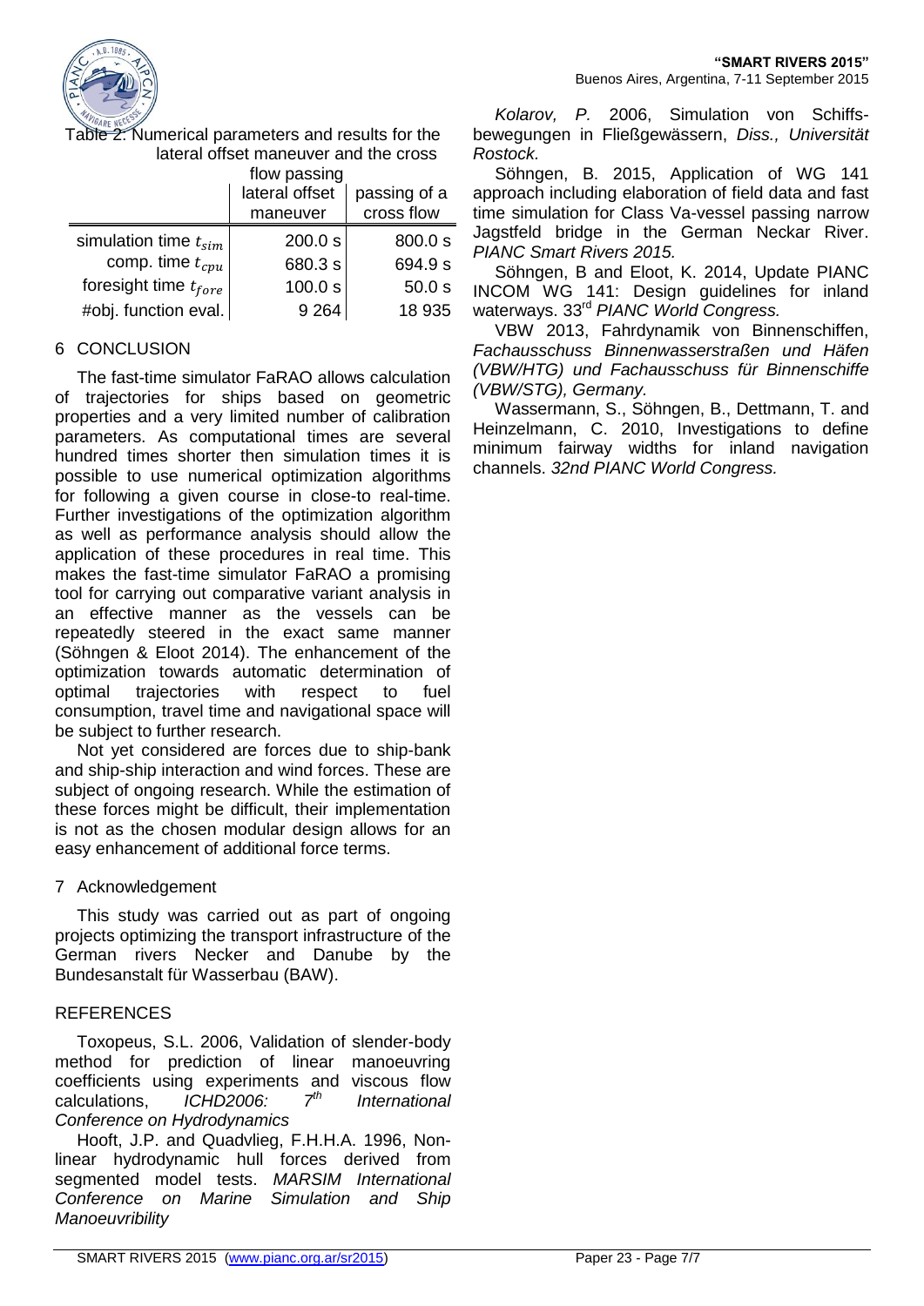Table 2: Numerical parameters and results for the lateral offset maneuver and the cross flow passing

| | lateral offset maneuver | passing of a cross flow |
|---|---|---|
| simulation time $t_{sim}$ | 200.0 s | 800.0 s |
| comp. time $t_{cpu}$ | 680.3 s | 694.9 s |
| foresight time $t_{fore}$ | 100.0 s | 50.0 s |
| #obj. function eval. | 9 264 | 18 935 |

## 6 CONCLUSION

The fast-time simulator FaRAO allows calculation of trajectories for ships based on geometric properties and a very limited number of calibration parameters. As computational times are several hundred times shorter then simulation times it is possible to use numerical optimization algorithms for following a given course in close-to real-time. Further investigations of the optimization algorithm as well as performance analysis should allow the application of these procedures in real time. This makes the fast-time simulator FaRAO a promising tool for carrying out comparative variant analysis in an effective manner as the vessels can be repeatedly steered in the exact same manner (Söhngen & Eloot 2014). The enhancement of the optimization towards automatic determination of optimal trajectories with respect to fuel consumption, travel time and navigational space will be subject to further research.

Not yet considered are forces due to ship-bank and ship-ship interaction and wind forces. These are subject of ongoing research. While the estimation of these forces might be difficult, their implementation is not as the chosen modular design allows for an easy enhancement of additional force terms.

## 7 Acknowledgement

This study was carried out as part of ongoing projects optimizing the transport infrastructure of the German rivers Necker and Danube by the Bundesanstalt für Wasserbau (BAW).

## REFERENCES

Toxopeus, S.L. 2006, Validation of slender-body method for prediction of linear manoeuvring coefficients using experiments and viscous flow calculations, *ICHD2006: 7th International Conference on Hydrodynamics*

Hooft, J.P. and Quadvlieg, F.H.H.A. 1996, Non-linear hydrodynamic hull forces derived from segmented model tests. *MARSIM International Conference on Marine Simulation and Ship Manoeuvribility*

*Kolarov, P.* 2006, Simulation von Schiffs-bewegungen in Fließgewässern, *Diss., Universität Rostock.*

Söhngen, B. 2015, Application of WG 141 approach including elaboration of field data and fast time simulation for Class Va-vessel passing narrow Jagstfeld bridge in the German Neckar River. *PIANC Smart Rivers 2015.*

Söhngen, B and Eloot, K. 2014, Update PIANC INCOM WG 141: Design guidelines for inland waterways. 33rd *PIANC World Congress.*

VBW 2013, Fahrdynamik von Binnenschiffen, *Fachausschuss Binnenwasserstraßen und Häfen (VBW/HTG) und Fachausschuss für Binnenschiffe (VBW/STG), Germany.*

Wassermann, S., Söhngen, B., Dettmann, T. and Heinzelmann, C. 2010, Investigations to define minimum fairway widths for inland navigation channels. *32nd PIANC World Congress.*